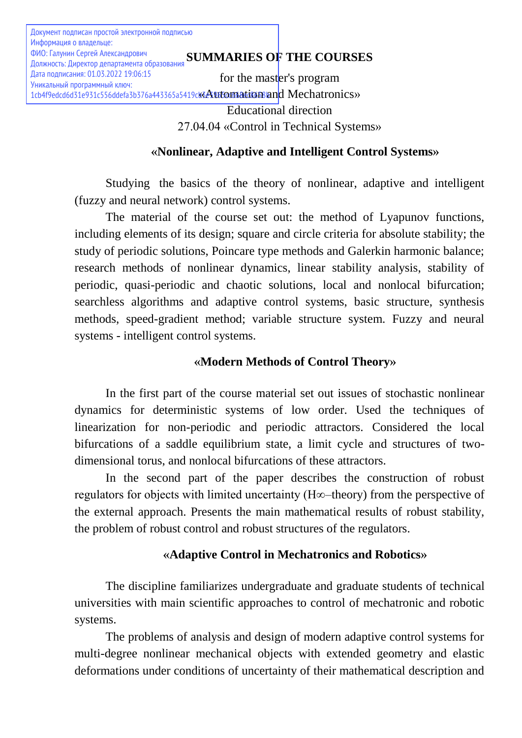Документ подписан простой электронной подписью
Информация о владельце:
ФИО: Галунин Сергей Александрович
Должность: Директор департамента образования
Дата подписания: 01.03.2022 19:06:15
Уникальный программный ключ:
1cb4f9edcd6d31e931c556ddefa3b376a443365a5419c6

# SUMMARIES OF THE COURSES

for the master's program
«Automation and Mechatronics»
Educational direction
27.04.04 «Control in Technical Systems»

## «Nonlinear, Adaptive and Intelligent Control Systems»

Studying the basics of the theory of nonlinear, adaptive and intelligent (fuzzy and neural network) control systems.

The material of the course set out: the method of Lyapunov functions, including elements of its design; square and circle criteria for absolute stability; the study of periodic solutions, Poincare type methods and Galerkin harmonic balance; research methods of nonlinear dynamics, linear stability analysis, stability of periodic, quasi-periodic and chaotic solutions, local and nonlocal bifurcation; searchless algorithms and adaptive control systems, basic structure, synthesis methods, speed-gradient method; variable structure system. Fuzzy and neural systems - intelligent control systems.

## «Modern Methods of Control Theory»

In the first part of the course material set out issues of stochastic nonlinear dynamics for deterministic systems of low order. Used the techniques of linearization for non-periodic and periodic attractors. Considered the local bifurcations of a saddle equilibrium state, a limit cycle and structures of two-dimensional torus, and nonlocal bifurcations of these attractors.

In the second part of the paper describes the construction of robust regulators for objects with limited uncertainty ($H\infty$–theory) from the perspective of the external approach. Presents the main mathematical results of robust stability, the problem of robust control and robust structures of the regulators.

## «Adaptive Control in Mechatronics and Robotics»

The discipline familiarizes undergraduate and graduate students of technical universities with main scientific approaches to control of mechatronic and robotic systems.

The problems of analysis and design of modern adaptive control systems for multi-degree nonlinear mechanical objects with extended geometry and elastic deformations under conditions of uncertainty of their mathematical description and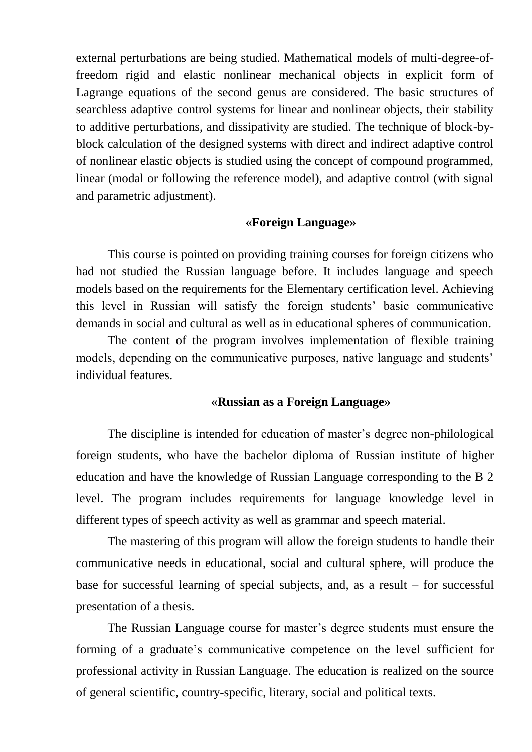external perturbations are being studied. Mathematical models of multi-degree-of-freedom rigid and elastic nonlinear mechanical objects in explicit form of Lagrange equations of the second genus are considered. The basic structures of searchless adaptive control systems for linear and nonlinear objects, their stability to additive perturbations, and dissipativity are studied. The technique of block-by-block calculation of the designed systems with direct and indirect adaptive control of nonlinear elastic objects is studied using the concept of compound programmed, linear (modal or following the reference model), and adaptive control (with signal and parametric adjustment).

### «Foreign Language»

This course is pointed on providing training courses for foreign citizens who had not studied the Russian language before. It includes language and speech models based on the requirements for the Elementary certification level. Achieving this level in Russian will satisfy the foreign students' basic communicative demands in social and cultural as well as in educational spheres of communication.

The content of the program involves implementation of flexible training models, depending on the communicative purposes, native language and students' individual features.

### «Russian as a Foreign Language»

The discipline is intended for education of master's degree non-philological foreign students, who have the bachelor diploma of Russian institute of higher education and have the knowledge of Russian Language corresponding to the B 2 level. The program includes requirements for language knowledge level in different types of speech activity as well as grammar and speech material.

The mastering of this program will allow the foreign students to handle their communicative needs in educational, social and cultural sphere, will produce the base for successful learning of special subjects, and, as a result – for successful presentation of a thesis.

The Russian Language course for master's degree students must ensure the forming of a graduate's communicative competence on the level sufficient for professional activity in Russian Language. The education is realized on the source of general scientific, country-specific, literary, social and political texts.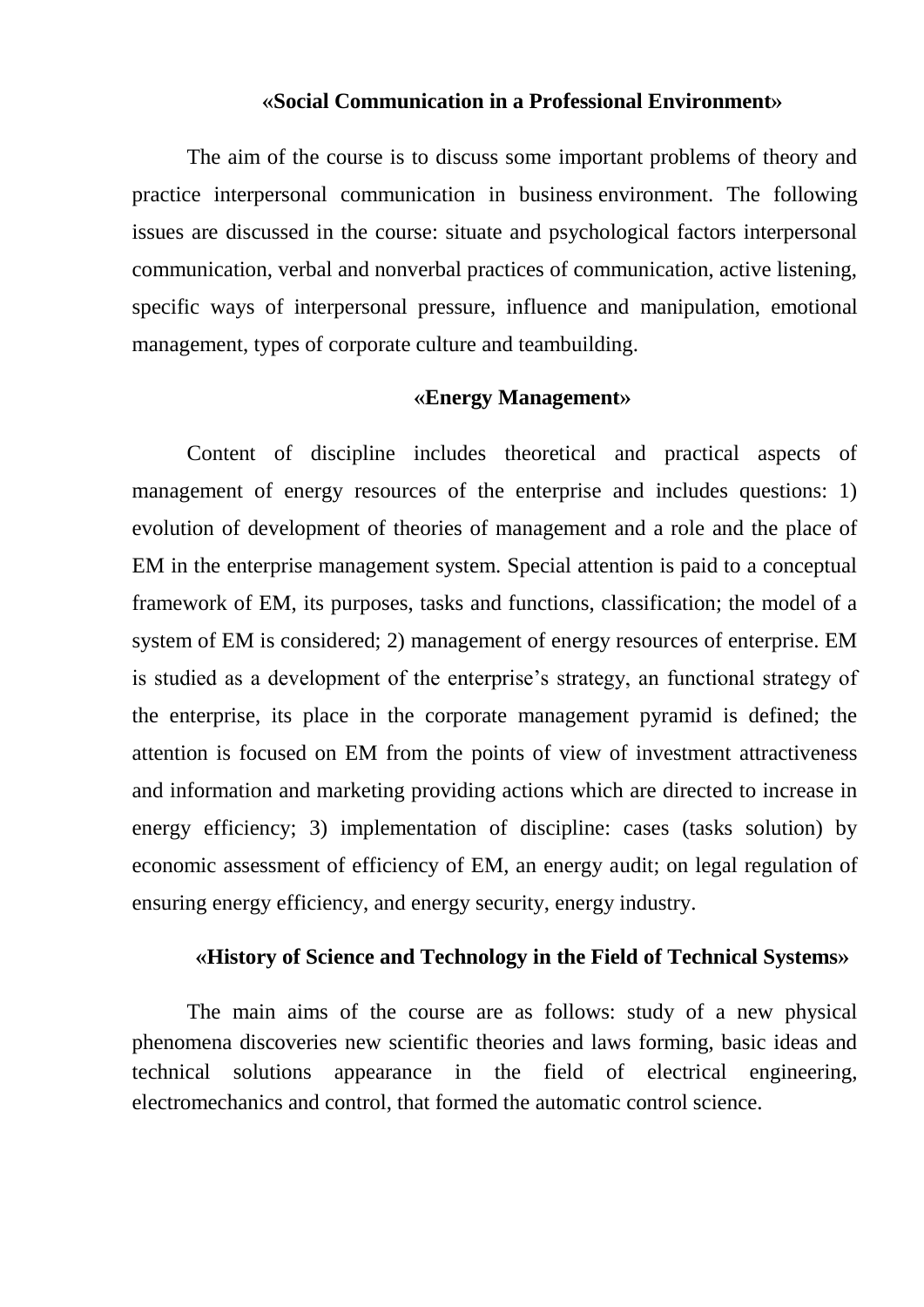### «Social Communication in a Professional Environment»

The aim of the course is to discuss some important problems of theory and practice interpersonal communication in business environment. The following issues are discussed in the course: situate and psychological factors interpersonal communication, verbal and nonverbal practices of communication, active listening, specific ways of interpersonal pressure, influence and manipulation, emotional management, types of corporate culture and teambuilding.

### «Energy Management»

Content of discipline includes theoretical and practical aspects of management of energy resources of the enterprise and includes questions: 1) evolution of development of theories of management and a role and the place of EM in the enterprise management system. Special attention is paid to a conceptual framework of EM, its purposes, tasks and functions, classification; the model of a system of EM is considered; 2) management of energy resources of enterprise. EM is studied as a development of the enterprise's strategy, an functional strategy of the enterprise, its place in the corporate management pyramid is defined; the attention is focused on EM from the points of view of investment attractiveness and information and marketing providing actions which are directed to increase in energy efficiency; 3) implementation of discipline: cases (tasks solution) by economic assessment of efficiency of EM, an energy audit; on legal regulation of ensuring energy efficiency, and energy security, energy industry.

### «History of Science and Technology in the Field of Technical Systems»

The main aims of the course are as follows: study of a new physical phenomena discoveries new scientific theories and laws forming, basic ideas and technical solutions appearance in the field of electrical engineering, electromechanics and control, that formed the automatic control science.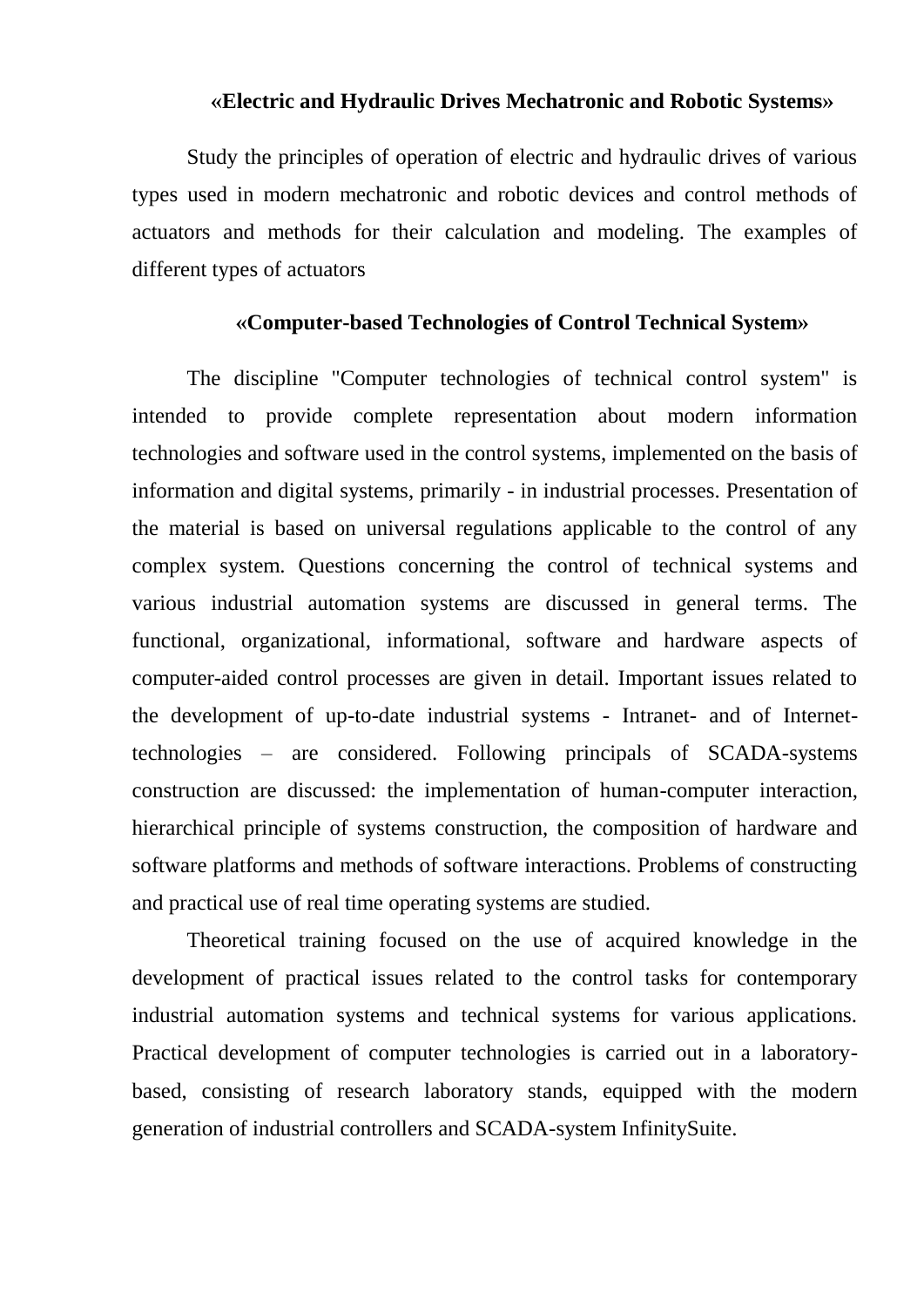**«Electric and Hydraulic Drives Mechatronic and Robotic Systems»**

Study the principles of operation of electric and hydraulic drives of various types used in modern mechatronic and robotic devices and control methods of actuators and methods for their calculation and modeling. The examples of different types of actuators

**«Computer-based Technologies of Control Technical System»**

The discipline "Computer technologies of technical control system" is intended to provide complete representation about modern information technologies and software used in the control systems, implemented on the basis of information and digital systems, primarily - in industrial processes. Presentation of the material is based on universal regulations applicable to the control of any complex system. Questions concerning the control of technical systems and various industrial automation systems are discussed in general terms. The functional, organizational, informational, software and hardware aspects of computer-aided control processes are given in detail. Important issues related to the development of up-to-date industrial systems - Intranet- and of Internet-technologies – are considered. Following principals of SCADA-systems construction are discussed: the implementation of human-computer interaction, hierarchical principle of systems construction, the composition of hardware and software platforms and methods of software interactions. Problems of constructing and practical use of real time operating systems are studied.

Theoretical training focused on the use of acquired knowledge in the development of practical issues related to the control tasks for contemporary industrial automation systems and technical systems for various applications. Practical development of computer technologies is carried out in a laboratory-based, consisting of research laboratory stands, equipped with the modern generation of industrial controllers and SCADA-system InfinitySuite.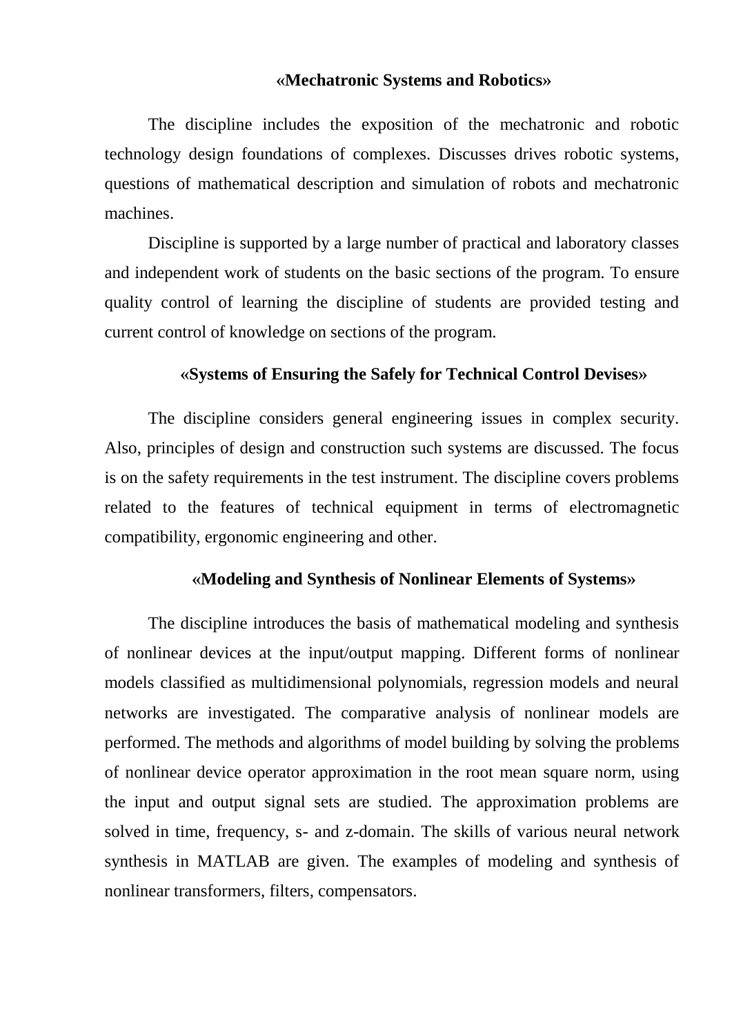### «Mechatronic Systems and Robotics»

The discipline includes the exposition of the mechatronic and robotic technology design foundations of complexes. Discusses drives robotic systems, questions of mathematical description and simulation of robots and mechatronic machines.

Discipline is supported by a large number of practical and laboratory classes and independent work of students on the basic sections of the program. To ensure quality control of learning the discipline of students are provided testing and current control of knowledge on sections of the program.

### «Systems of Ensuring the Safely for Technical Control Devises»

The discipline considers general engineering issues in complex security. Also, principles of design and construction such systems are discussed. The focus is on the safety requirements in the test instrument. The discipline covers problems related to the features of technical equipment in terms of electromagnetic compatibility, ergonomic engineering and other.

### «Modeling and Synthesis of Nonlinear Elements of Systems»

The discipline introduces the basis of mathematical modeling and synthesis of nonlinear devices at the input/output mapping. Different forms of nonlinear models classified as multidimensional polynomials, regression models and neural networks are investigated. The comparative analysis of nonlinear models are performed. The methods and algorithms of model building by solving the problems of nonlinear device operator approximation in the root mean square norm, using the input and output signal sets are studied. The approximation problems are solved in time, frequency, s- and z-domain. The skills of various neural network synthesis in MATLAB are given. The examples of modeling and synthesis of nonlinear transformers, filters, compensators.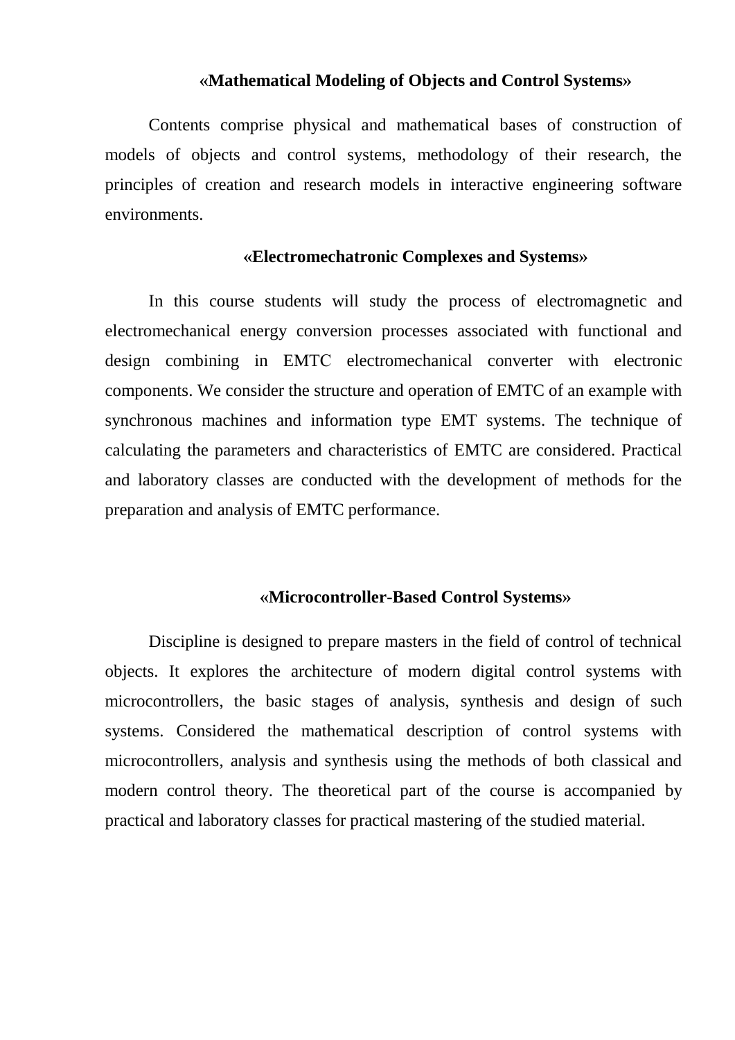### «Mathematical Modeling of Objects and Control Systems»

Contents comprise physical and mathematical bases of construction of models of objects and control systems, methodology of their research, the principles of creation and research models in interactive engineering software environments.

### «Electromechatronic Complexes and Systems»

In this course students will study the process of electromagnetic and electromechanical energy conversion processes associated with functional and design combining in EMTC electromechanical converter with electronic components. We consider the structure and operation of EMTC of an example with synchronous machines and information type EMT systems. The technique of calculating the parameters and characteristics of EMTC are considered. Practical and laboratory classes are conducted with the development of methods for the preparation and analysis of EMTC performance.

### «Microcontroller-Based Control Systems»

Discipline is designed to prepare masters in the field of control of technical objects. It explores the architecture of modern digital control systems with microcontrollers, the basic stages of analysis, synthesis and design of such systems. Considered the mathematical description of control systems with microcontrollers, analysis and synthesis using the methods of both classical and modern control theory. The theoretical part of the course is accompanied by practical and laboratory classes for practical mastering of the studied material.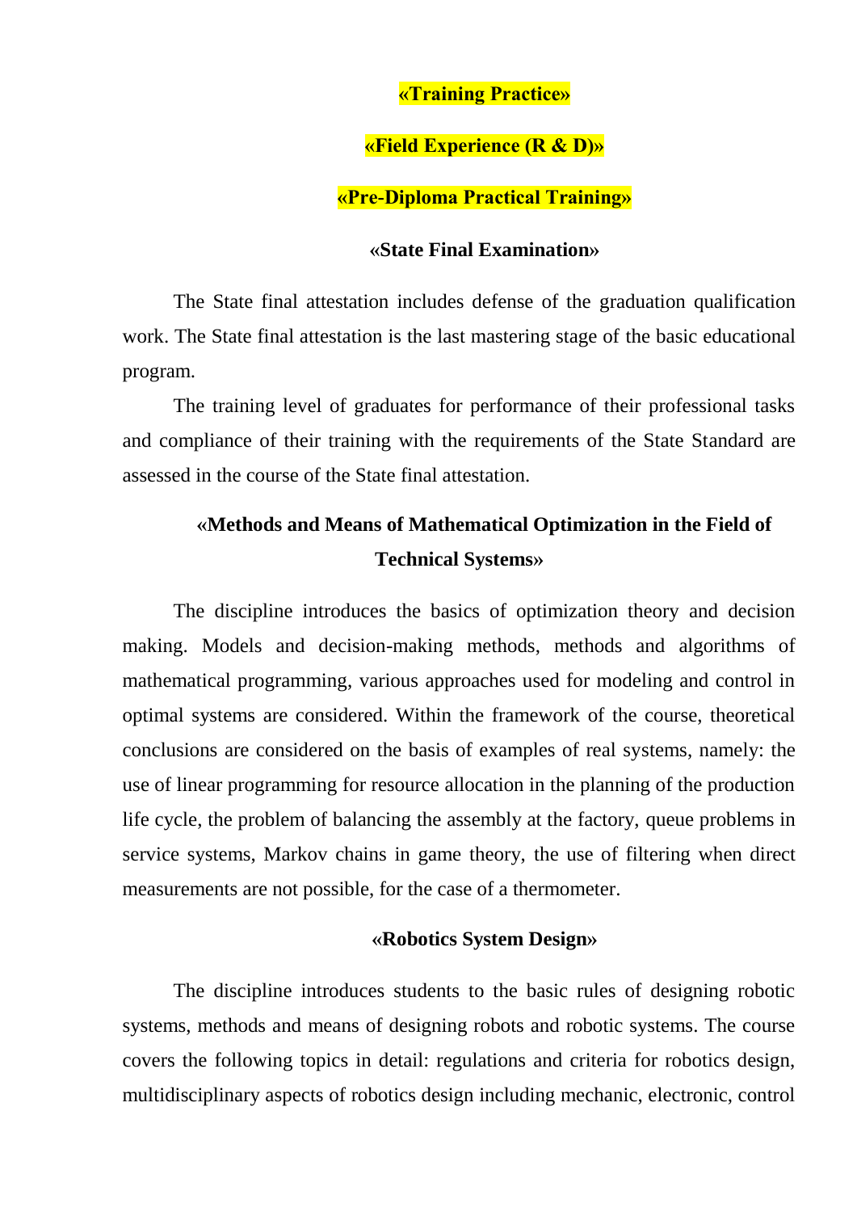### «Training Practice»

### «Field Experience (R & D)»

### «Pre-Diploma Practical Training»

### «State Final Examination»

The State final attestation includes defense of the graduation qualification work. The State final attestation is the last mastering stage of the basic educational program.

The training level of graduates for performance of their professional tasks and compliance of their training with the requirements of the State Standard are assessed in the course of the State final attestation.

### «Methods and Means of Mathematical Optimization in the Field of Technical Systems»

The discipline introduces the basics of optimization theory and decision making. Models and decision-making methods, methods and algorithms of mathematical programming, various approaches used for modeling and control in optimal systems are considered. Within the framework of the course, theoretical conclusions are considered on the basis of examples of real systems, namely: the use of linear programming for resource allocation in the planning of the production life cycle, the problem of balancing the assembly at the factory, queue problems in service systems, Markov chains in game theory, the use of filtering when direct measurements are not possible, for the case of a thermometer.

### «Robotics System Design»

The discipline introduces students to the basic rules of designing robotic systems, methods and means of designing robots and robotic systems. The course covers the following topics in detail: regulations and criteria for robotics design, multidisciplinary aspects of robotics design including mechanic, electronic, control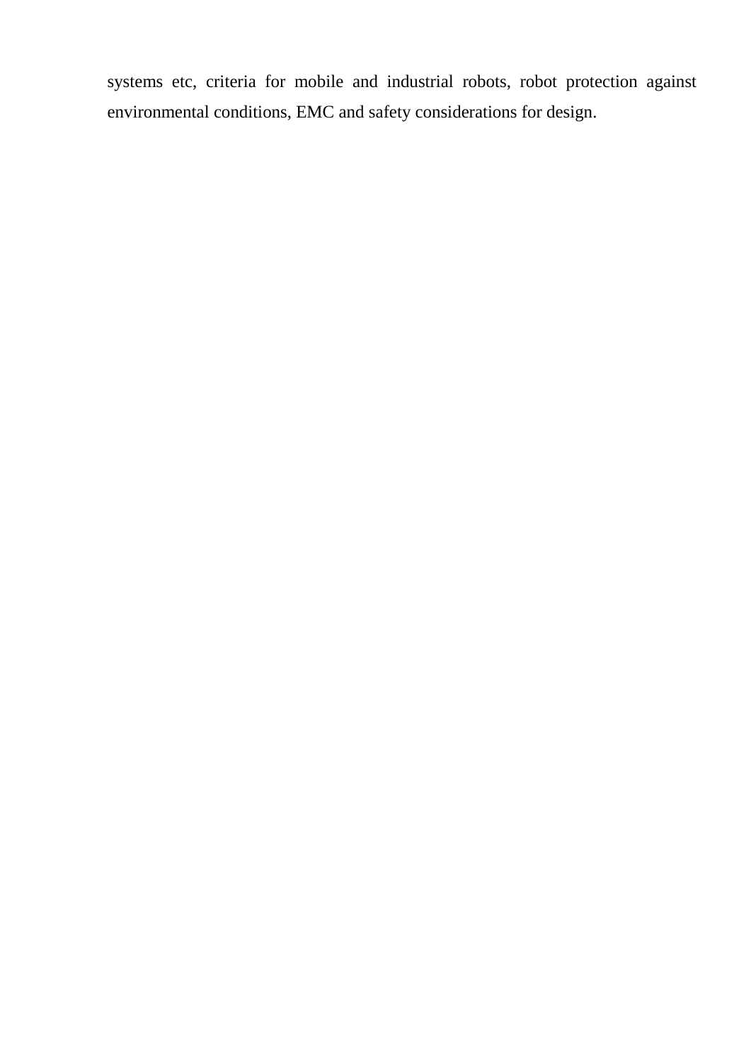systems etc, criteria for mobile and industrial robots, robot protection against environmental conditions, EMC and safety considerations for design.